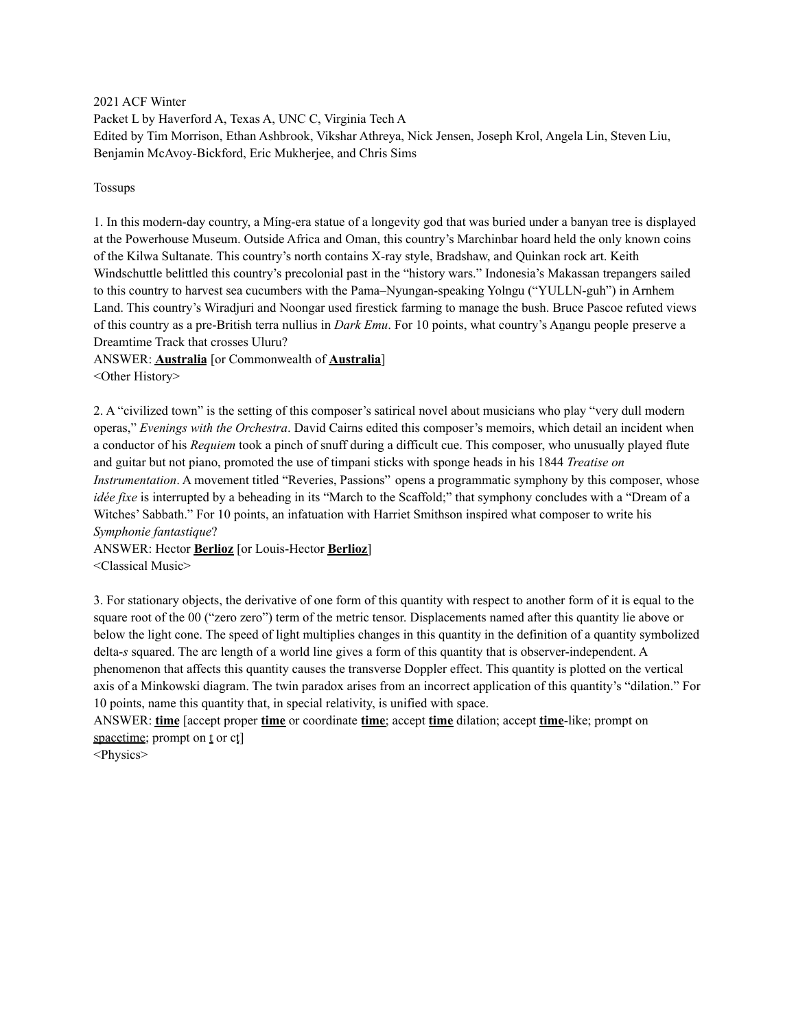2021 ACF Winter

Packet L by Haverford A, Texas A, UNC C, Virginia Tech A

Edited by Tim Morrison, Ethan Ashbrook, Vikshar Athreya, Nick Jensen, Joseph Krol, Angela Lin, Steven Liu, Benjamin McAvoy-Bickford, Eric Mukherjee, and Chris Sims

Tossups

1. In this modern-day country, a Míng-era statue of a longevity god that was buried under a banyan tree is displayed at the Powerhouse Museum. Outside Africa and Oman, this country's Marchinbar hoard held the only known coins of the Kilwa Sultanate. This country's north contains X-ray style, Bradshaw, and Quinkan rock art. Keith Windschuttle belittled this country's precolonial past in the "history wars." Indonesia's Makassan trepangers sailed to this country to harvest sea cucumbers with the Pama–Nyungan-speaking Yolngu ("YULLN-guh") in Arnhem Land. This country's Wiradjuri and Noongar used firestick farming to manage the bush. Bruce Pascoe refuted views of this country as a pre-British terra nullius in *Dark Emu*. For 10 points, what country's A<u>n</u>angu people preserve a Dreamtime Track that crosses Uluru?

ANSWER: **<u>Australia</u>** [or Commonwealth of **<u>Australia</u>**]

<Other History>

2. A "civilized town" is the setting of this composer's satirical novel about musicians who play "very dull modern operas," *Evenings with the Orchestra*. David Cairns edited this composer's memoirs, which detail an incident when a conductor of his *Requiem* took a pinch of snuff during a difficult cue. This composer, who unusually played flute and guitar but not piano, promoted the use of timpani sticks with sponge heads in his 1844 *Treatise on Instrumentation*. A movement titled "Reveries, Passions" opens a programmatic symphony by this composer, whose *idée fixe* is interrupted by a beheading in its "March to the Scaffold;" that symphony concludes with a "Dream of a Witches' Sabbath." For 10 points, an infatuation with Harriet Smithson inspired what composer to write his *Symphonie fantastique*?

ANSWER: Hector **<u>Berlioz</u>** [or Louis-Hector **<u>Berlioz</u>**]

<Classical Music>

3. For stationary objects, the derivative of one form of this quantity with respect to another form of it is equal to the square root of the 00 ("zero zero") term of the metric tensor. Displacements named after this quantity lie above or below the light cone. The speed of light multiplies changes in this quantity in the definition of a quantity symbolized delta-*s* squared. The arc length of a world line gives a form of this quantity that is observer-independent. A phenomenon that affects this quantity causes the transverse Doppler effect. This quantity is plotted on the vertical axis of a Minkowski diagram. The twin paradox arises from an incorrect application of this quantity's "dilation." For 10 points, name this quantity that, in special relativity, is unified with space.

ANSWER: **<u>time</u>** [accept proper **<u>time</u>** or coordinate **<u>time</u>**; accept **<u>time</u>** dilation; accept **<u>time</u>**-like; prompt on <u>spacetime</u>; prompt on <u>t</u> or c<u>t</u>]

<Physics>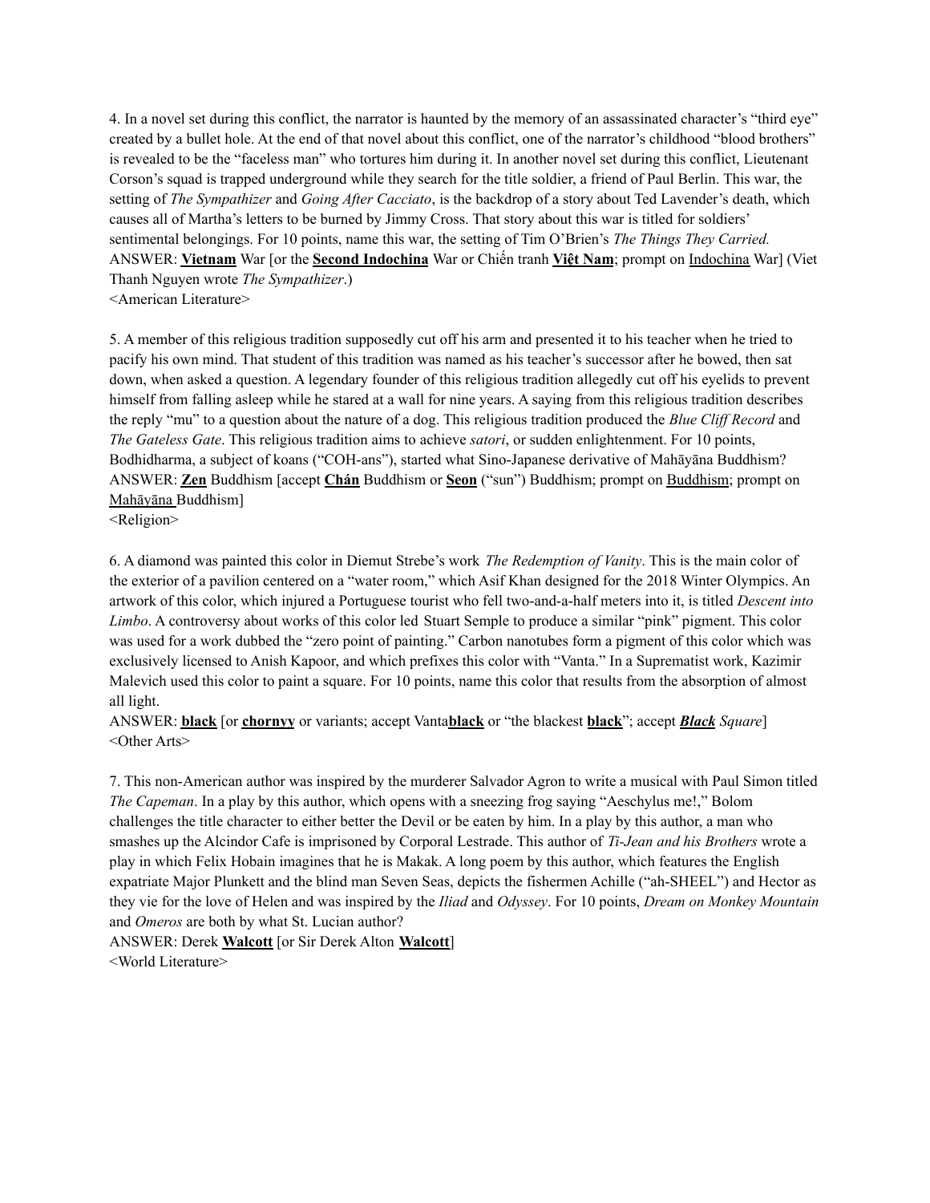4. In a novel set during this conflict, the narrator is haunted by the memory of an assassinated character's "third eye" created by a bullet hole. At the end of that novel about this conflict, one of the narrator's childhood "blood brothers" is revealed to be the "faceless man" who tortures him during it. In another novel set during this conflict, Lieutenant Corson's squad is trapped underground while they search for the title soldier, a friend of Paul Berlin. This war, the setting of *The Sympathizer* and *Going After Cacciato*, is the backdrop of a story about Ted Lavender's death, which causes all of Martha's letters to be burned by Jimmy Cross. That story about this war is titled for soldiers' sentimental belongings. For 10 points, name this war, the setting of Tim O'Brien's *The Things They Carried.*
ANSWER: **Vietnam** War [or the **Second Indochina** War or Chiến tranh **Việt Nam**; prompt on Indochina War] (Viet Thanh Nguyen wrote *The Sympathizer*.)
<American Literature>

5. A member of this religious tradition supposedly cut off his arm and presented it to his teacher when he tried to pacify his own mind. That student of this tradition was named as his teacher's successor after he bowed, then sat down, when asked a question. A legendary founder of this religious tradition allegedly cut off his eyelids to prevent himself from falling asleep while he stared at a wall for nine years. A saying from this religious tradition describes the reply "mu" to a question about the nature of a dog. This religious tradition produced the *Blue Cliff Record* and *The Gateless Gate*. This religious tradition aims to achieve *satori*, or sudden enlightenment. For 10 points, Bodhidharma, a subject of koans ("COH-ans"), started what Sino-Japanese derivative of Mahāyāna Buddhism?
ANSWER: **Zen** Buddhism [accept **Chán** Buddhism or **Seon** ("sun") Buddhism; prompt on Buddhism; prompt on Mahāyāna Buddhism]
<Religion>

6. A diamond was painted this color in Diemut Strebe's work *The Redemption of Vanity*. This is the main color of the exterior of a pavilion centered on a "water room," which Asif Khan designed for the 2018 Winter Olympics. An artwork of this color, which injured a Portuguese tourist who fell two-and-a-half meters into it, is titled *Descent into Limbo*. A controversy about works of this color led Stuart Semple to produce a similar "pink" pigment. This color was used for a work dubbed the "zero point of painting." Carbon nanotubes form a pigment of this color which was exclusively licensed to Anish Kapoor, and which prefixes this color with "Vanta." In a Suprematist work, Kazimir Malevich used this color to paint a square. For 10 points, name this color that results from the absorption of almost all light.
ANSWER: **black** [or **chornyy** or variants; accept Vanta**black** or "the blackest **black**"; accept ***Black** Square*]
<Other Arts>

7. This non-American author was inspired by the murderer Salvador Agron to write a musical with Paul Simon titled *The Capeman*. In a play by this author, which opens with a sneezing frog saying "Aeschylus me!," Bolom challenges the title character to either better the Devil or be eaten by him. In a play by this author, a man who smashes up the Alcindor Cafe is imprisoned by Corporal Lestrade. This author of *Ti-Jean and his Brothers* wrote a play in which Felix Hobain imagines that he is Makak. A long poem by this author, which features the English expatriate Major Plunkett and the blind man Seven Seas, depicts the fishermen Achille ("ah-SHEEL") and Hector as they vie for the love of Helen and was inspired by the *Iliad* and *Odyssey*. For 10 points, *Dream on Monkey Mountain* and *Omeros* are both by what St. Lucian author?
ANSWER: Derek **Walcott** [or Sir Derek Alton **Walcott**]
<World Literature>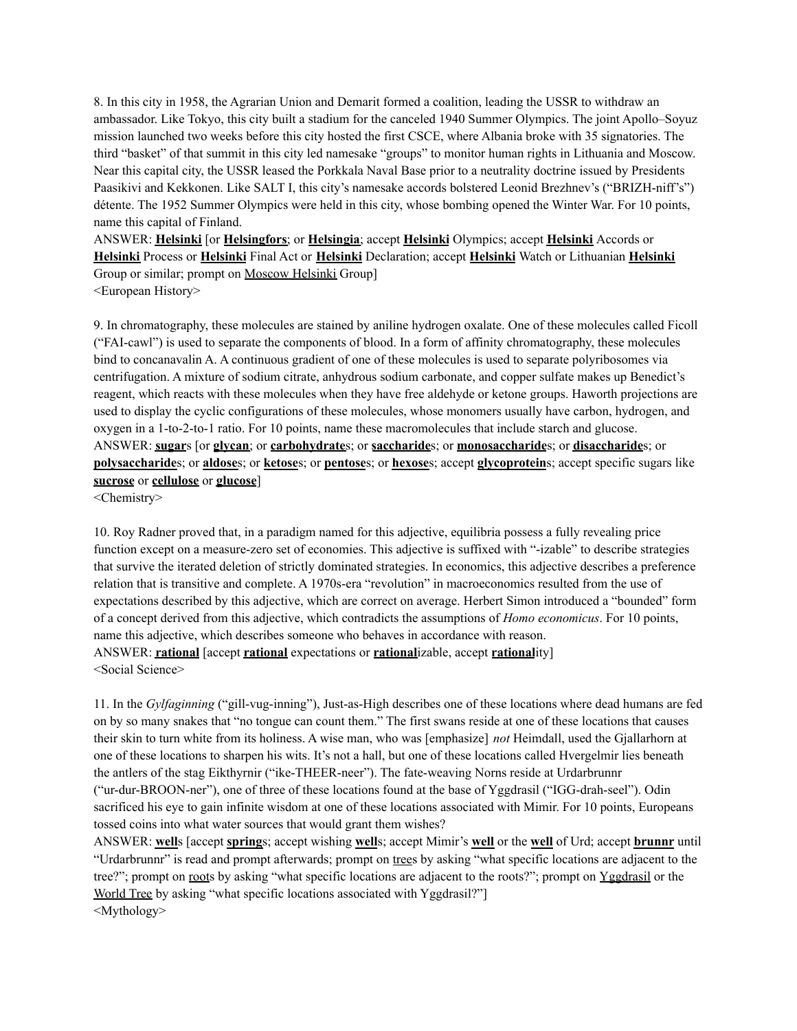8. In this city in 1958, the Agrarian Union and Demarit formed a coalition, leading the USSR to withdraw an ambassador. Like Tokyo, this city built a stadium for the canceled 1940 Summer Olympics. The joint Apollo–Soyuz mission launched two weeks before this city hosted the first CSCE, where Albania broke with 35 signatories. The third "basket" of that summit in this city led namesake "groups" to monitor human rights in Lithuania and Moscow. Near this capital city, the USSR leased the Porkkala Naval Base prior to a neutrality doctrine issued by Presidents Paasikivi and Kekkonen. Like SALT I, this city's namesake accords bolstered Leonid Brezhnev's ("BRIZH-niff's") détente. The 1952 Summer Olympics were held in this city, whose bombing opened the Winter War. For 10 points, name this capital of Finland.

ANSWER: **Helsinki** [or **Helsingfors**; or **Helsingia**; accept **Helsinki** Olympics; accept **Helsinki** Accords or **Helsinki** Process or **Helsinki** Final Act or **Helsinki** Declaration; accept **Helsinki** Watch or Lithuanian **Helsinki** Group or similar; prompt on Moscow Helsinki Group]

<European History>

9. In chromatography, these molecules are stained by aniline hydrogen oxalate. One of these molecules called Ficoll ("FAI-cawl") is used to separate the components of blood. In a form of affinity chromatography, these molecules bind to concanavalin A. A continuous gradient of one of these molecules is used to separate polyribosomes via centrifugation. A mixture of sodium citrate, anhydrous sodium carbonate, and copper sulfate makes up Benedict's reagent, which reacts with these molecules when they have free aldehyde or ketone groups. Haworth projections are used to display the cyclic configurations of these molecules, whose monomers usually have carbon, hydrogen, and oxygen in a 1-to-2-to-1 ratio. For 10 points, name these macromolecules that include starch and glucose.

ANSWER: **sugar**s [or **glycan**; or **carbohydrate**s; or **saccharide**s; or **monosaccharide**s; or **disaccharide**s; or **polysaccharide**s; or **aldose**s; or **ketose**s; or **pentose**s; or **hexose**s; accept **glycoprotein**s; accept specific sugars like **sucrose** or **cellulose** or **glucose**]

<Chemistry>

10. Roy Radner proved that, in a paradigm named for this adjective, equilibria possess a fully revealing price function except on a measure-zero set of economies. This adjective is suffixed with "-izable" to describe strategies that survive the iterated deletion of strictly dominated strategies. In economics, this adjective describes a preference relation that is transitive and complete. A 1970s-era "revolution" in macroeconomics resulted from the use of expectations described by this adjective, which are correct on average. Herbert Simon introduced a "bounded" form of a concept derived from this adjective, which contradicts the assumptions of *Homo economicus*. For 10 points, name this adjective, which describes someone who behaves in accordance with reason.

ANSWER: **rational** [accept **rational** expectations or **rational**izable, accept **rational**ity]

<Social Science>

11. In the *Gylfaginning* ("gill-vug-inning"), Just-as-High describes one of these locations where dead humans are fed on by so many snakes that "no tongue can count them." The first swans reside at one of these locations that causes their skin to turn white from its holiness. A wise man, who was [emphasize] *not* Heimdall, used the Gjallarhorn at one of these locations to sharpen his wits. It's not a hall, but one of these locations called Hvergelmir lies beneath the antlers of the stag Eikthyrnir ("ike-THEER-neer"). The fate-weaving Norns reside at Urdarbrunnr ("ur-dur-BROON-ner"), one of three of these locations found at the base of Yggdrasil ("IGG-drah-seel"). Odin sacrificed his eye to gain infinite wisdom at one of these locations associated with Mimir. For 10 points, Europeans tossed coins into what water sources that would grant them wishes?

ANSWER: **well**s [accept **spring**s; accept wishing **well**s; accept Mimir's **well** or the **well** of Urd; accept **brunnr** until "Urdarbrunnr" is read and prompt afterwards; prompt on trees by asking "what specific locations are adjacent to the tree?"; prompt on roots by asking "what specific locations are adjacent to the roots?"; prompt on Yggdrasil or the World Tree by asking "what specific locations associated with Yggdrasil?"]

<Mythology>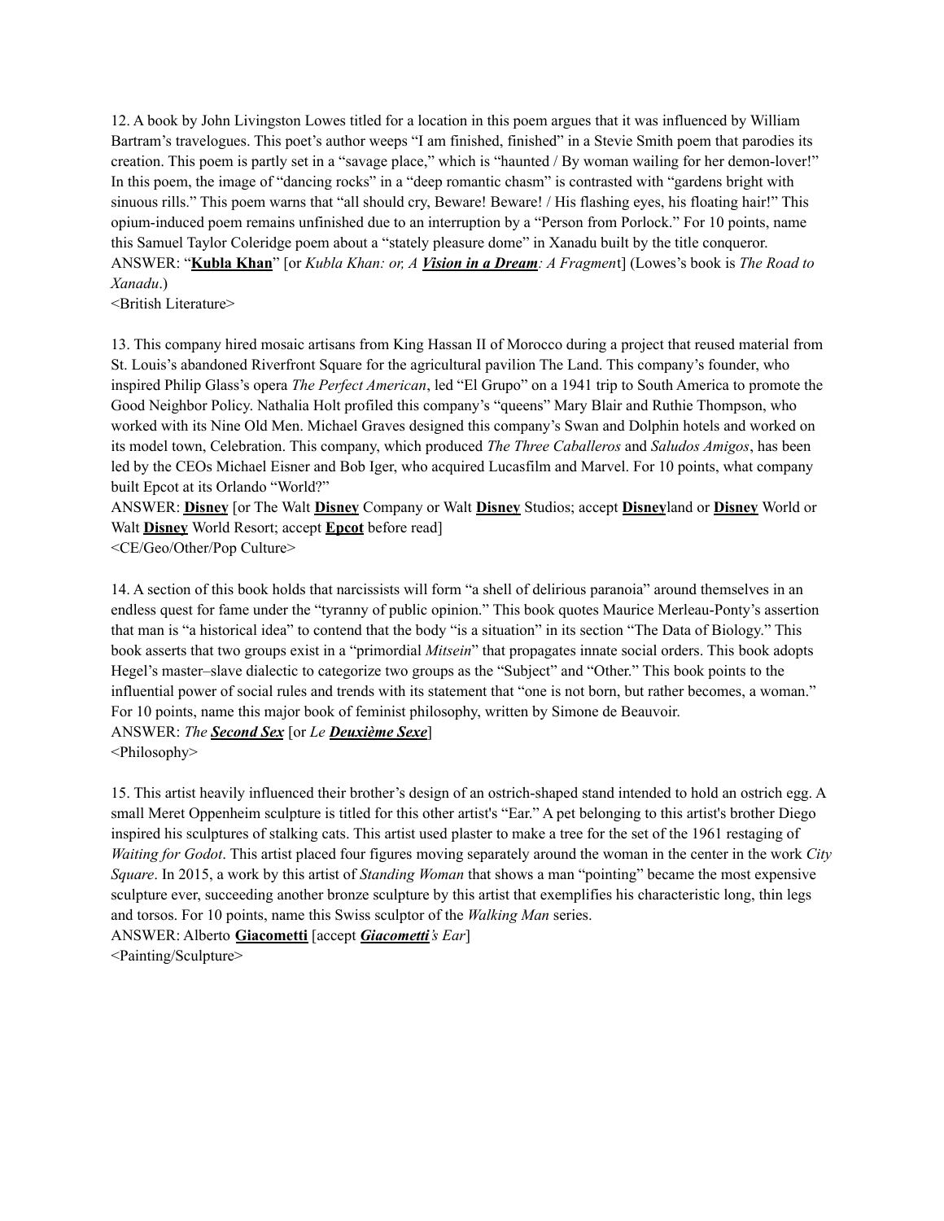12. A book by John Livingston Lowes titled for a location in this poem argues that it was influenced by William Bartram's travelogues. This poet's author weeps "I am finished, finished" in a Stevie Smith poem that parodies its creation. This poem is partly set in a "savage place," which is "haunted / By woman wailing for her demon-lover!" In this poem, the image of "dancing rocks" in a "deep romantic chasm" is contrasted with "gardens bright with sinuous rills." This poem warns that "all should cry, Beware! Beware! / His flashing eyes, his floating hair!" This opium-induced poem remains unfinished due to an interruption by a "Person from Porlock." For 10 points, name this Samuel Taylor Coleridge poem about a "stately pleasure dome" in Xanadu built by the title conqueror.

ANSWER: "**Kubla Khan**" [or *Kubla Khan: or, A* ***Vision in a Dream****: A Fragment*] (Lowes's book is *The Road to Xanadu*.)

<British Literature>

13. This company hired mosaic artisans from King Hassan II of Morocco during a project that reused material from St. Louis's abandoned Riverfront Square for the agricultural pavilion The Land. This company's founder, who inspired Philip Glass's opera *The Perfect American*, led "El Grupo" on a 1941 trip to South America to promote the Good Neighbor Policy. Nathalia Holt profiled this company's "queens" Mary Blair and Ruthie Thompson, who worked with its Nine Old Men. Michael Graves designed this company's Swan and Dolphin hotels and worked on its model town, Celebration. This company, which produced *The Three Caballeros* and *Saludos Amigos*, has been led by the CEOs Michael Eisner and Bob Iger, who acquired Lucasfilm and Marvel. For 10 points, what company built Epcot at its Orlando "World?"

ANSWER: **Disney** [or The Walt **Disney** Company or Walt **Disney** Studios; accept **Disney**land or **Disney** World or Walt **Disney** World Resort; accept **Epcot** before read]

<CE/Geo/Other/Pop Culture>

14. A section of this book holds that narcissists will form "a shell of delirious paranoia" around themselves in an endless quest for fame under the "tyranny of public opinion." This book quotes Maurice Merleau-Ponty's assertion that man is "a historical idea" to contend that the body "is a situation" in its section "The Data of Biology." This book asserts that two groups exist in a "primordial *Mitsein*" that propagates innate social orders. This book adopts Hegel's master–slave dialectic to categorize two groups as the "Subject" and "Other." This book points to the influential power of social rules and trends with its statement that "one is not born, but rather becomes, a woman." For 10 points, name this major book of feminist philosophy, written by Simone de Beauvoir.

ANSWER: *The* ***Second Sex*** [or *Le* ***Deuxième Sexe***]

<Philosophy>

15. This artist heavily influenced their brother's design of an ostrich-shaped stand intended to hold an ostrich egg. A small Meret Oppenheim sculpture is titled for this other artist's "Ear." A pet belonging to this artist's brother Diego inspired his sculptures of stalking cats. This artist used plaster to make a tree for the set of the 1961 restaging of *Waiting for Godot*. This artist placed four figures moving separately around the woman in the center in the work *City Square*. In 2015, a work by this artist of *Standing Woman* that shows a man "pointing" became the most expensive sculpture ever, succeeding another bronze sculpture by this artist that exemplifies his characteristic long, thin legs and torsos. For 10 points, name this Swiss sculptor of the *Walking Man* series.

ANSWER: Alberto **Giacometti** [accept ***Giacometti****'s Ear*]

<Painting/Sculpture>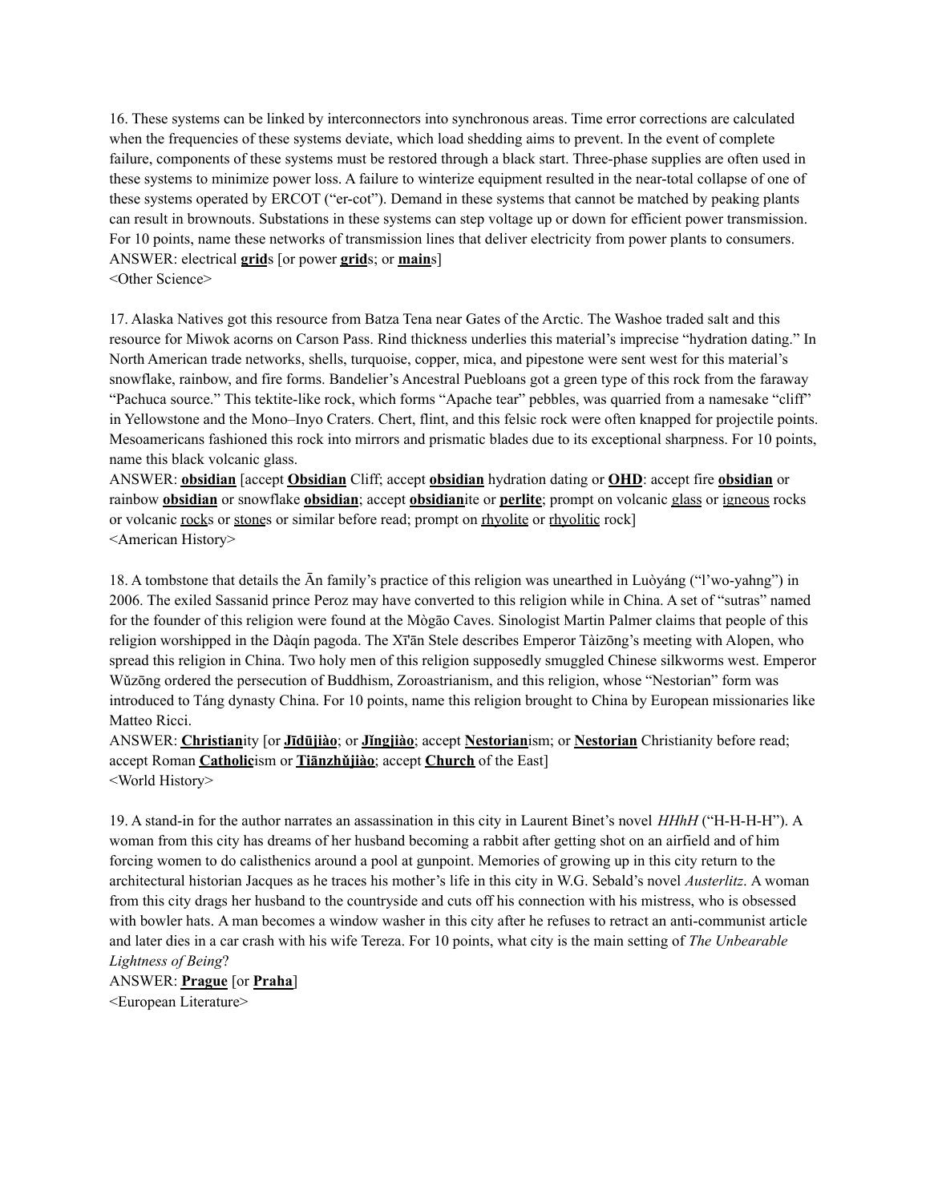16. These systems can be linked by interconnectors into synchronous areas. Time error corrections are calculated when the frequencies of these systems deviate, which load shedding aims to prevent. In the event of complete failure, components of these systems must be restored through a black start. Three-phase supplies are often used in these systems to minimize power loss. A failure to winterize equipment resulted in the near-total collapse of one of these systems operated by ERCOT ("er-cot"). Demand in these systems that cannot be matched by peaking plants can result in brownouts. Substations in these systems can step voltage up or down for efficient power transmission. For 10 points, name these networks of transmission lines that deliver electricity from power plants to consumers.
ANSWER: electrical **grid**s [or power **grid**s; or **main**s]
<Other Science>

17. Alaska Natives got this resource from Batza Tena near Gates of the Arctic. The Washoe traded salt and this resource for Miwok acorns on Carson Pass. Rind thickness underlies this material's imprecise "hydration dating." In North American trade networks, shells, turquoise, copper, mica, and pipestone were sent west for this material's snowflake, rainbow, and fire forms. Bandelier's Ancestral Puebloans got a green type of this rock from the faraway "Pachuca source." This tektite-like rock, which forms "Apache tear" pebbles, was quarried from a namesake "cliff" in Yellowstone and the Mono–Inyo Craters. Chert, flint, and this felsic rock were often knapped for projectile points. Mesoamericans fashioned this rock into mirrors and prismatic blades due to its exceptional sharpness. For 10 points, name this black volcanic glass.
ANSWER: **obsidian** [accept **Obsidian** Cliff; accept **obsidian** hydration dating or **OHD**: accept fire **obsidian** or rainbow **obsidian** or snowflake **obsidian**; accept **obsidian**ite or **perlite**; prompt on volcanic glass or igneous rocks or volcanic rocks or stones or similar before read; prompt on rhyolite or rhyolitic rock]
<American History>

18. A tombstone that details the Ān family's practice of this religion was unearthed in Luòyáng ("l'wo-yahng") in 2006. The exiled Sassanid prince Peroz may have converted to this religion while in China. A set of "sutras" named for the founder of this religion were found at the Mògāo Caves. Sinologist Martin Palmer claims that people of this religion worshipped in the Dàqín pagoda. The Xī'ān Stele describes Emperor Tàizōng's meeting with Alopen, who spread this religion in China. Two holy men of this religion supposedly smuggled Chinese silkworms west. Emperor Wǔzōng ordered the persecution of Buddhism, Zoroastrianism, and this religion, whose "Nestorian" form was introduced to Táng dynasty China. For 10 points, name this religion brought to China by European missionaries like Matteo Ricci.
ANSWER: **Christian**ity [or **Jīdūjiào**; or **Jǐngjiào**; accept **Nestorian**ism; or **Nestorian** Christianity before read; accept Roman **Catholic**ism or **Tiānzhǔjiào**; accept **Church** of the East]
<World History>

19. A stand-in for the author narrates an assassination in this city in Laurent Binet's novel *HHhH* ("H-H-H-H"). A woman from this city has dreams of her husband becoming a rabbit after getting shot on an airfield and of him forcing women to do calisthenics around a pool at gunpoint. Memories of growing up in this city return to the architectural historian Jacques as he traces his mother's life in this city in W.G. Sebald's novel *Austerlitz*. A woman from this city drags her husband to the countryside and cuts off his connection with his mistress, who is obsessed with bowler hats. A man becomes a window washer in this city after he refuses to retract an anti-communist article and later dies in a car crash with his wife Tereza. For 10 points, what city is the main setting of *The Unbearable Lightness of Being*?
ANSWER: **Prague** [or **Praha**]
<European Literature>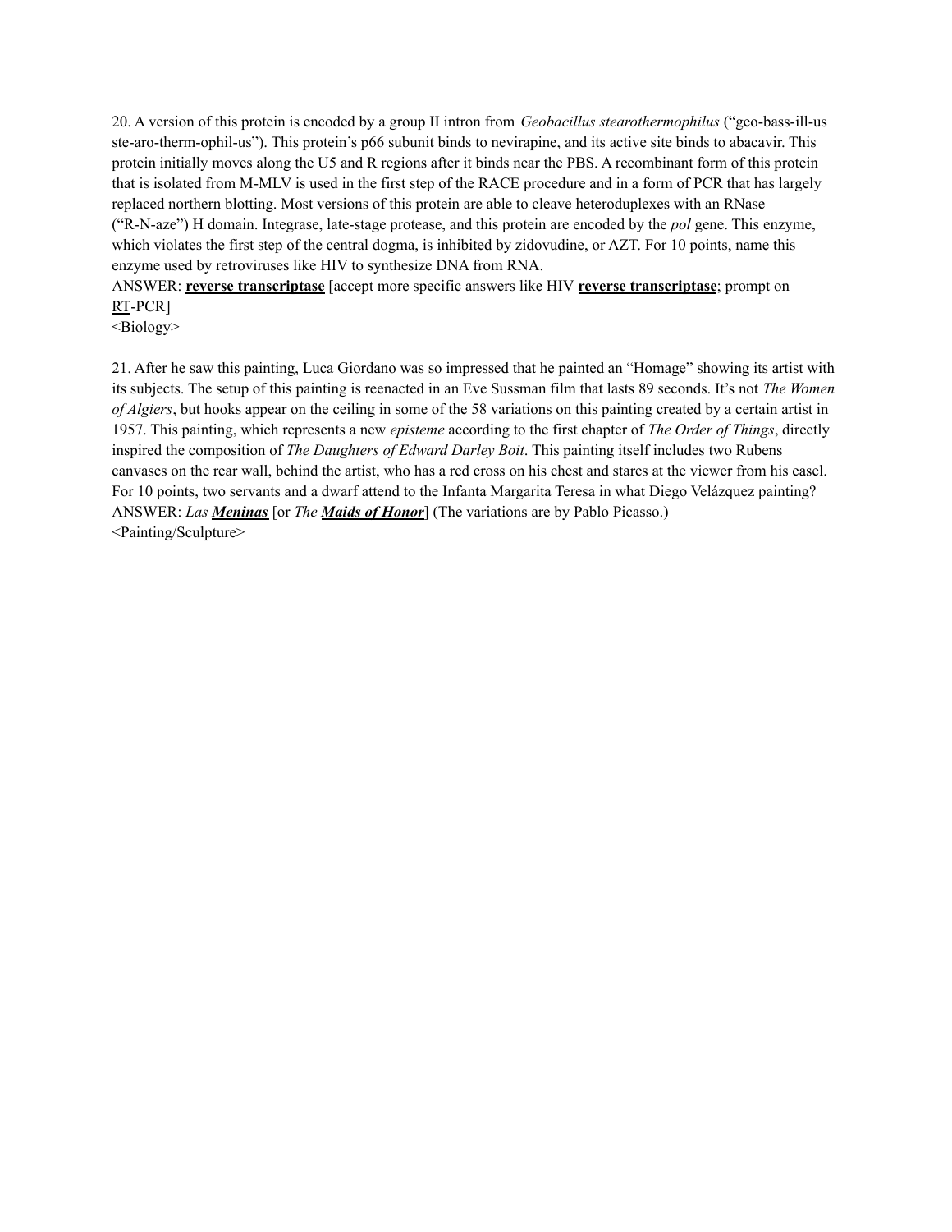20. A version of this protein is encoded by a group II intron from *Geobacillus stearothermophilus* ("geo-bass-ill-us ste-aro-therm-ophil-us"). This protein's p66 subunit binds to nevirapine, and its active site binds to abacavir. This protein initially moves along the U5 and R regions after it binds near the PBS. A recombinant form of this protein that is isolated from M-MLV is used in the first step of the RACE procedure and in a form of PCR that has largely replaced northern blotting. Most versions of this protein are able to cleave heteroduplexes with an RNase ("R-N-aze") H domain. Integrase, late-stage protease, and this protein are encoded by the *pol* gene. This enzyme, which violates the first step of the central dogma, is inhibited by zidovudine, or AZT. For 10 points, name this enzyme used by retroviruses like HIV to synthesize DNA from RNA.

ANSWER: **reverse transcriptase** [accept more specific answers like HIV **reverse transcriptase**; prompt on RT-PCR]

<Biology>

21. After he saw this painting, Luca Giordano was so impressed that he painted an "Homage" showing its artist with its subjects. The setup of this painting is reenacted in an Eve Sussman film that lasts 89 seconds. It's not *The Women of Algiers*, but hooks appear on the ceiling in some of the 58 variations on this painting created by a certain artist in 1957. This painting, which represents a new *episteme* according to the first chapter of *The Order of Things*, directly inspired the composition of *The Daughters of Edward Darley Boit*. This painting itself includes two Rubens canvases on the rear wall, behind the artist, who has a red cross on his chest and stares at the viewer from his easel. For 10 points, two servants and a dwarf attend to the Infanta Margarita Teresa in what Diego Velázquez painting?

ANSWER: *Las **Meninas*** [or *The **Maids of Honor***] (The variations are by Pablo Picasso.)

<Painting/Sculpture>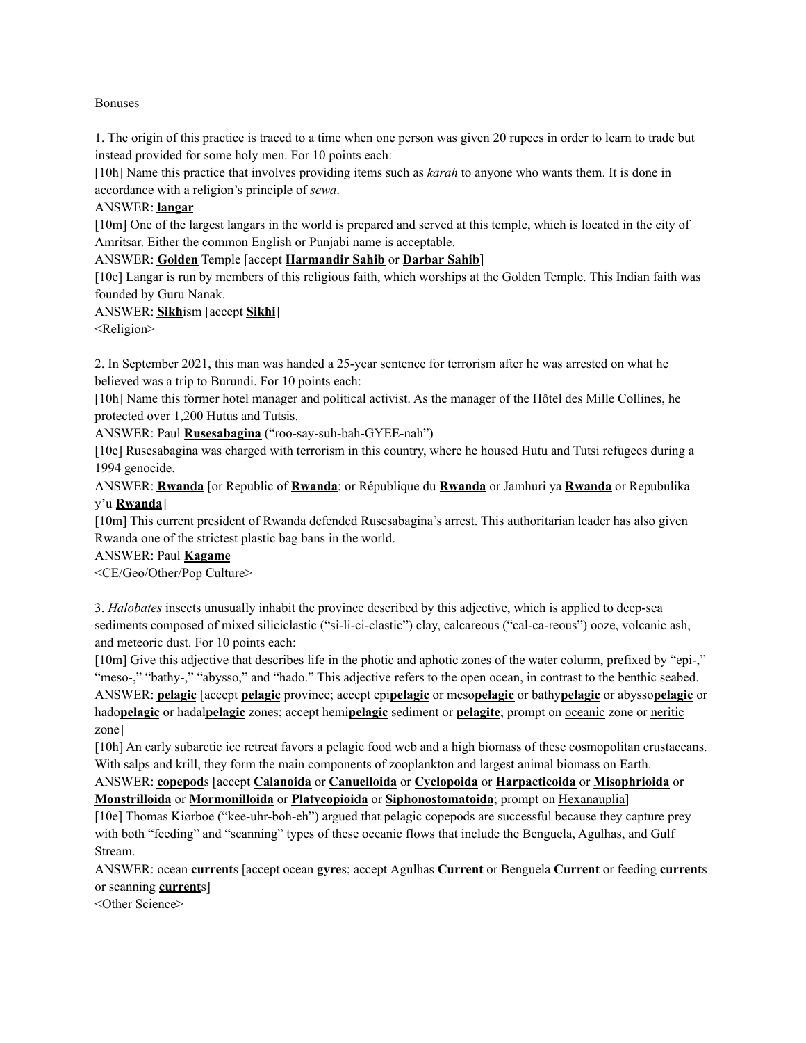Bonuses

1. The origin of this practice is traced to a time when one person was given 20 rupees in order to learn to trade but instead provided for some holy men. For 10 points each:

[10h] Name this practice that involves providing items such as *karah* to anyone who wants them. It is done in accordance with a religion's principle of *sewa*.

ANSWER: **langar**

[10m] One of the largest langars in the world is prepared and served at this temple, which is located in the city of Amritsar. Either the common English or Punjabi name is acceptable.

ANSWER: **Golden** Temple [accept **Harmandir Sahib** or **Darbar Sahib**]

[10e] Langar is run by members of this religious faith, which worships at the Golden Temple. This Indian faith was founded by Guru Nanak.

ANSWER: **Sikh**ism [accept **Sikhi**]

<Religion>

2. In September 2021, this man was handed a 25-year sentence for terrorism after he was arrested on what he believed was a trip to Burundi. For 10 points each:

[10h] Name this former hotel manager and political activist. As the manager of the Hôtel des Mille Collines, he protected over 1,200 Hutus and Tutsis.

ANSWER: Paul **Rusesabagina** ("roo-say-suh-bah-GYEE-nah")

[10e] Rusesabagina was charged with terrorism in this country, where he housed Hutu and Tutsi refugees during a 1994 genocide.

ANSWER: **Rwanda** [or Republic of **Rwanda**; or République du **Rwanda** or Jamhuri ya **Rwanda** or Repubulika y'u **Rwanda**]

[10m] This current president of Rwanda defended Rusesabagina's arrest. This authoritarian leader has also given Rwanda one of the strictest plastic bag bans in the world.

ANSWER: Paul **Kagame**

<CE/Geo/Other/Pop Culture>

3. *Halobates* insects unusually inhabit the province described by this adjective, which is applied to deep-sea sediments composed of mixed siliciclastic ("si-li-ci-clastic") clay, calcareous ("cal-ca-reous") ooze, volcanic ash, and meteoric dust. For 10 points each:

[10m] Give this adjective that describes life in the photic and aphotic zones of the water column, prefixed by "epi-," "meso-," "bathy-," "abysso," and "hado." This adjective refers to the open ocean, in contrast to the benthic seabed.

ANSWER: **pelagic** [accept **pelagic** province; accept epi**pelagic** or meso**pelagic** or bathy**pelagic** or abysso**pelagic** or hado**pelagic** or hadal**pelagic** zones; accept hemi**pelagic** sediment or **pelagite**; prompt on oceanic zone or neritic zone]

[10h] An early subarctic ice retreat favors a pelagic food web and a high biomass of these cosmopolitan crustaceans. With salps and krill, they form the main components of zooplankton and largest animal biomass on Earth.

ANSWER: **copepod**s [accept **Calanoida** or **Canuelloida** or **Cyclopoida** or **Harpacticoida** or **Misophrioida** or **Monstrilloida** or **Mormonilloida** or **Platycopioida** or **Siphonostomatoida**; prompt on Hexanauplia]

[10e] Thomas Kiørboe ("kee-uhr-boh-eh") argued that pelagic copepods are successful because they capture prey with both "feeding" and "scanning" types of these oceanic flows that include the Benguela, Agulhas, and Gulf Stream.

ANSWER: ocean **current**s [accept ocean **gyre**s; accept Agulhas **Current** or Benguela **Current** or feeding **current**s or scanning **current**s]

<Other Science>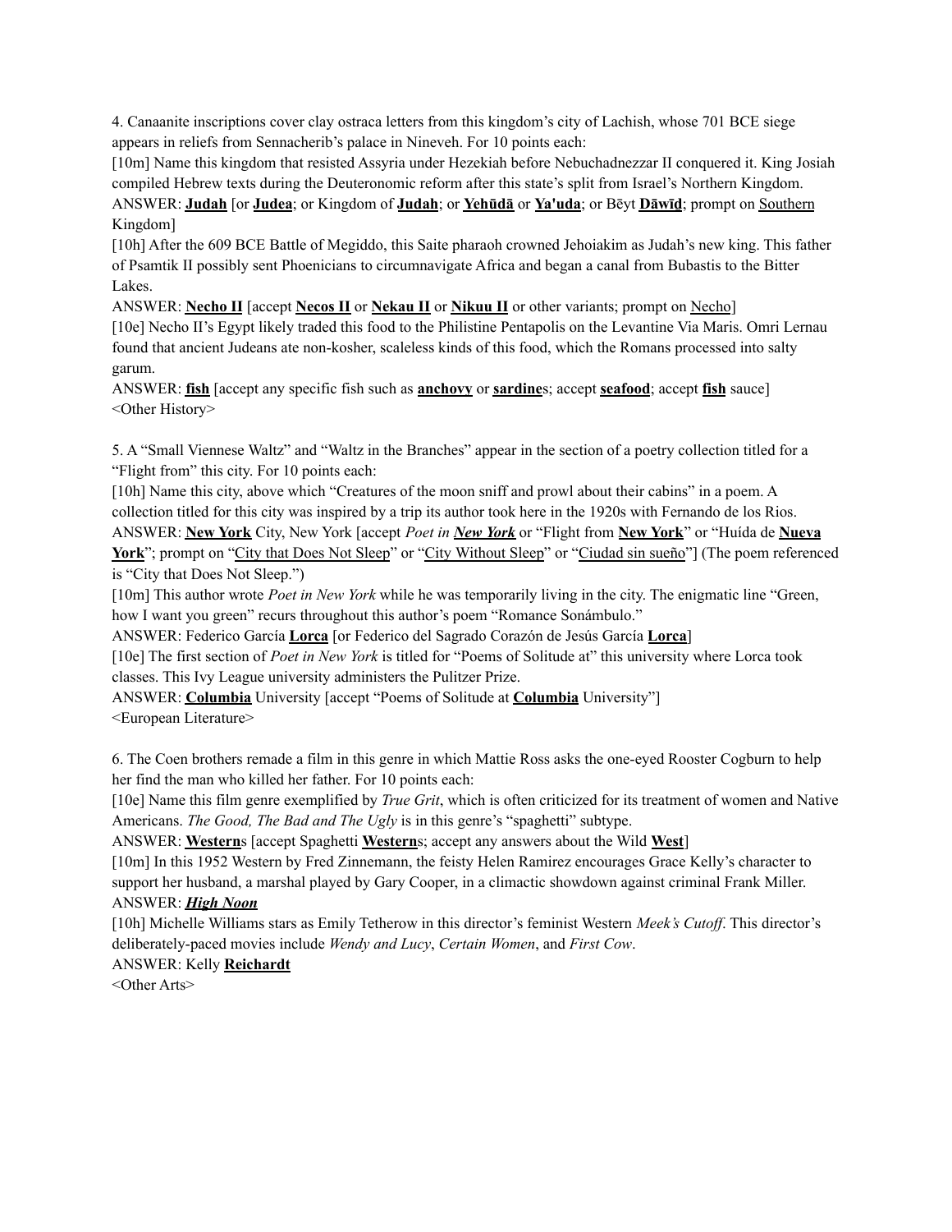4. Canaanite inscriptions cover clay ostraca letters from this kingdom's city of Lachish, whose 701 BCE siege appears in reliefs from Sennacherib's palace in Nineveh. For 10 points each:

[10m] Name this kingdom that resisted Assyria under Hezekiah before Nebuchadnezzar II conquered it. King Josiah compiled Hebrew texts during the Deuteronomic reform after this state's split from Israel's Northern Kingdom.

ANSWER: **Judah** [or **Judea**; or Kingdom of **Judah**; or **Yehūdā** or **Ya'uda**; or Bēyt **Dāwīd**; prompt on Southern Kingdom]

[10h] After the 609 BCE Battle of Megiddo, this Saite pharaoh crowned Jehoiakim as Judah's new king. This father of Psamtik II possibly sent Phoenicians to circumnavigate Africa and began a canal from Bubastis to the Bitter Lakes.

ANSWER: **Necho II** [accept **Necos II** or **Nekau II** or **Nikuu II** or other variants; prompt on Necho]

[10e] Necho II's Egypt likely traded this food to the Philistine Pentapolis on the Levantine Via Maris. Omri Lernau found that ancient Judeans ate non-kosher, scaleless kinds of this food, which the Romans processed into salty garum.

ANSWER: **fish** [accept any specific fish such as **anchovy** or **sardine**s; accept **seafood**; accept **fish** sauce]

<Other History>

5. A "Small Viennese Waltz" and "Waltz in the Branches" appear in the section of a poetry collection titled for a "Flight from" this city. For 10 points each:

[10h] Name this city, above which "Creatures of the moon sniff and prowl about their cabins" in a poem. A collection titled for this city was inspired by a trip its author took here in the 1920s with Fernando de los Rios.

ANSWER: **New York** City, New York [accept *Poet in **New York*** or "Flight from **New York**" or "Huída de **Nueva York**"; prompt on "City that Does Not Sleep" or "City Without Sleep" or "Ciudad sin sueño"] (The poem referenced is "City that Does Not Sleep.")

[10m] This author wrote *Poet in New York* while he was temporarily living in the city. The enigmatic line "Green, how I want you green" recurs throughout this author's poem "Romance Sonámbulo."

ANSWER: Federico García **Lorca** [or Federico del Sagrado Corazón de Jesús García **Lorca**]

[10e] The first section of *Poet in New York* is titled for "Poems of Solitude at" this university where Lorca took classes. This Ivy League university administers the Pulitzer Prize.

ANSWER: **Columbia** University [accept "Poems of Solitude at **Columbia** University"]

<European Literature>

6. The Coen brothers remade a film in this genre in which Mattie Ross asks the one-eyed Rooster Cogburn to help her find the man who killed her father. For 10 points each:

[10e] Name this film genre exemplified by *True Grit*, which is often criticized for its treatment of women and Native Americans. *The Good, The Bad and The Ugly* is in this genre's "spaghetti" subtype.

ANSWER: **Western**s [accept Spaghetti **Western**s; accept any answers about the Wild **West**]

[10m] In this 1952 Western by Fred Zinnemann, the feisty Helen Ramirez encourages Grace Kelly's character to support her husband, a marshal played by Gary Cooper, in a climactic showdown against criminal Frank Miller.

ANSWER: ***High Noon***

[10h] Michelle Williams stars as Emily Tetherow in this director's feminist Western *Meek's Cutoff*. This director's deliberately-paced movies include *Wendy and Lucy*, *Certain Women*, and *First Cow*.

ANSWER: Kelly **Reichardt**

<Other Arts>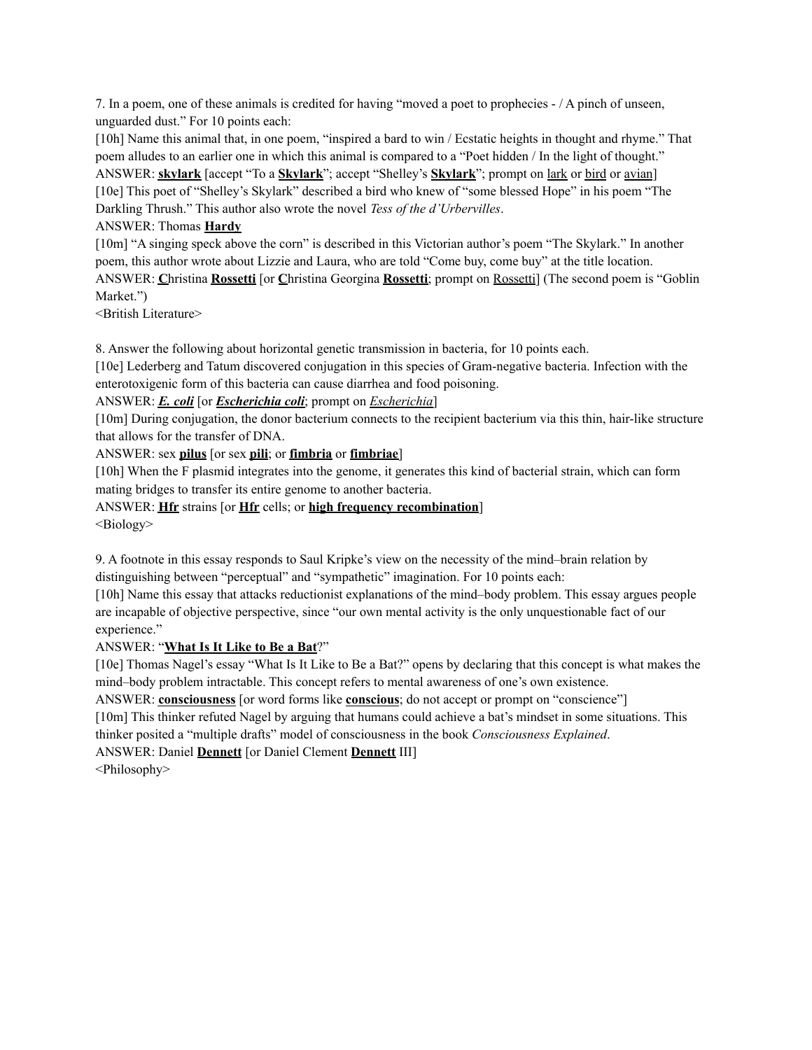7. In a poem, one of these animals is credited for having "moved a poet to prophecies - / A pinch of unseen, unguarded dust." For 10 points each:

[10h] Name this animal that, in one poem, "inspired a bard to win / Ecstatic heights in thought and rhyme." That poem alludes to an earlier one in which this animal is compared to a "Poet hidden / In the light of thought."

ANSWER: **skylark** [accept "To a **Skylark**"; accept "Shelley's **Skylark**"; prompt on lark or bird or avian]

[10e] This poet of "Shelley's Skylark" described a bird who knew of "some blessed Hope" in his poem "The Darkling Thrush." This author also wrote the novel *Tess of the d'Urbervilles*.

ANSWER: Thomas **Hardy**

[10m] "A singing speck above the corn" is described in this Victorian author's poem "The Skylark." In another poem, this author wrote about Lizzie and Laura, who are told "Come buy, come buy" at the title location.

ANSWER: **C**hristina **Rossetti** [or **C**hristina Georgina **Rossetti**; prompt on Rossetti] (The second poem is "Goblin Market.")

<British Literature>

8. Answer the following about horizontal genetic transmission in bacteria, for 10 points each.

[10e] Lederberg and Tatum discovered conjugation in this species of Gram-negative bacteria. Infection with the enterotoxigenic form of this bacteria can cause diarrhea and food poisoning.

ANSWER: ***E. coli*** [or ***Escherichia coli***; prompt on *Escherichia*]

[10m] During conjugation, the donor bacterium connects to the recipient bacterium via this thin, hair-like structure that allows for the transfer of DNA.

ANSWER: sex **pilus** [or sex **pili**; or **fimbria** or **fimbriae**]

[10h] When the F plasmid integrates into the genome, it generates this kind of bacterial strain, which can form mating bridges to transfer its entire genome to another bacteria.

ANSWER: **Hfr** strains [or **Hfr** cells; or **high frequency recombination**]

<Biology>

9. A footnote in this essay responds to Saul Kripke's view on the necessity of the mind–brain relation by distinguishing between "perceptual" and "sympathetic" imagination. For 10 points each:

[10h] Name this essay that attacks reductionist explanations of the mind–body problem. This essay argues people are incapable of objective perspective, since "our own mental activity is the only unquestionable fact of our experience."

ANSWER: "**What Is It Like to Be a Bat**?"

[10e] Thomas Nagel's essay "What Is It Like to Be a Bat?" opens by declaring that this concept is what makes the mind–body problem intractable. This concept refers to mental awareness of one's own existence.

ANSWER: **consciousness** [or word forms like **conscious**; do not accept or prompt on "conscience"]

[10m] This thinker refuted Nagel by arguing that humans could achieve a bat's mindset in some situations. This thinker posited a "multiple drafts" model of consciousness in the book *Consciousness Explained*.

ANSWER: Daniel **Dennett** [or Daniel Clement **Dennett** III]

<Philosophy>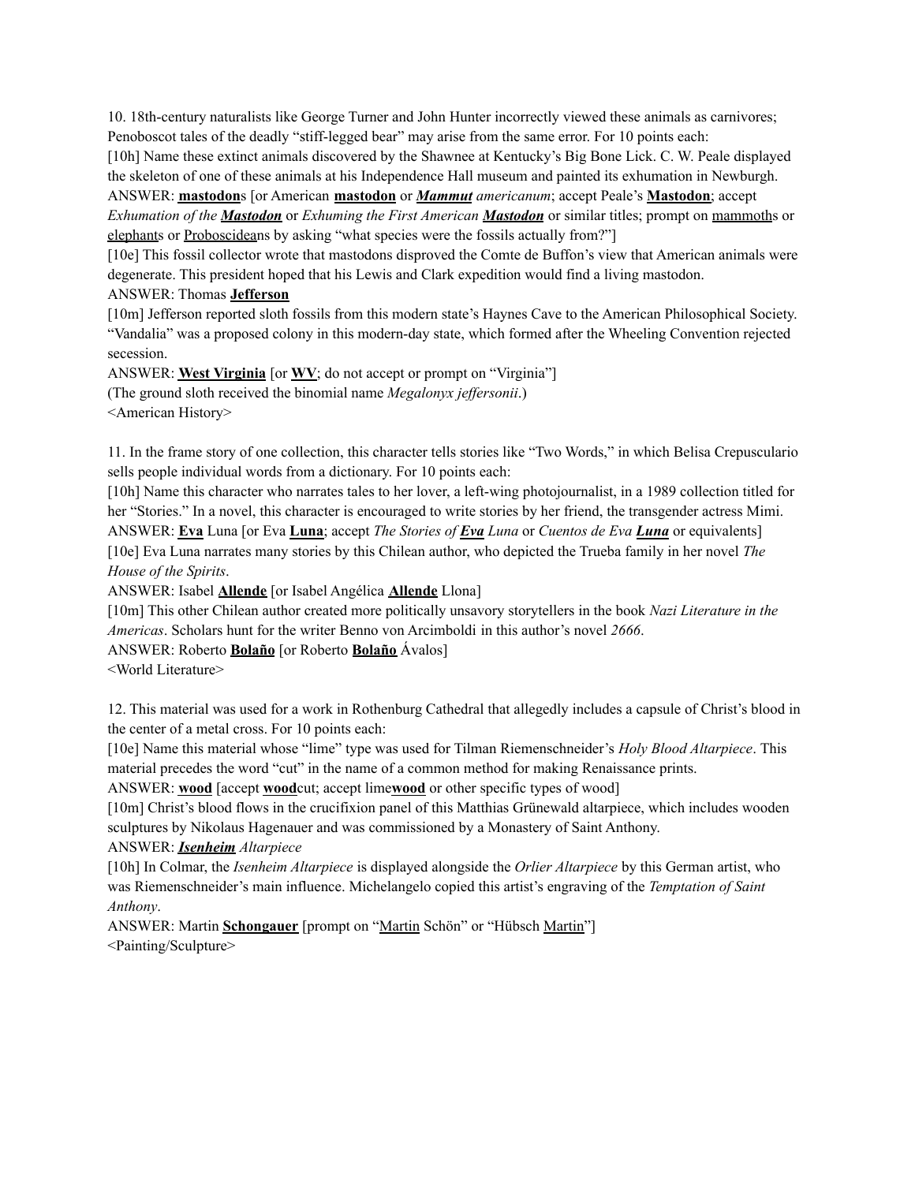10. 18th-century naturalists like George Turner and John Hunter incorrectly viewed these animals as carnivores; Penoboscot tales of the deadly "stiff-legged bear" may arise from the same error. For 10 points each:

[10h] Name these extinct animals discovered by the Shawnee at Kentucky's Big Bone Lick. C. W. Peale displayed the skeleton of one of these animals at his Independence Hall museum and painted its exhumation in Newburgh.

ANSWER: **mastodon**s [or American **mastodon** or ***Mammut*** *americanum*; accept Peale's **Mastodon**; accept *Exhumation of the **Mastodon*** or *Exhuming the First American **Mastodon*** or similar titles; prompt on mammoths or elephants or Proboscideans by asking "what species were the fossils actually from?"]

[10e] This fossil collector wrote that mastodons disproved the Comte de Buffon's view that American animals were degenerate. This president hoped that his Lewis and Clark expedition would find a living mastodon.

ANSWER: Thomas **Jefferson**

[10m] Jefferson reported sloth fossils from this modern state's Haynes Cave to the American Philosophical Society. "Vandalia" was a proposed colony in this modern-day state, which formed after the Wheeling Convention rejected secession.

ANSWER: **West Virginia** [or **WV**; do not accept or prompt on "Virginia"]

(The ground sloth received the binomial name *Megalonyx jeffersonii*.)

<American History>

11. In the frame story of one collection, this character tells stories like "Two Words," in which Belisa Crepusculario sells people individual words from a dictionary. For 10 points each:

[10h] Name this character who narrates tales to her lover, a left-wing photojournalist, in a 1989 collection titled for her "Stories." In a novel, this character is encouraged to write stories by her friend, the transgender actress Mimi.

ANSWER: **Eva** Luna [or Eva **Luna**; accept *The Stories of **Eva** Luna* or *Cuentos de Eva **Luna*** or equivalents]

[10e] Eva Luna narrates many stories by this Chilean author, who depicted the Trueba family in her novel *The House of the Spirits*.

ANSWER: Isabel **Allende** [or Isabel Angélica **Allende** Llona]

[10m] This other Chilean author created more politically unsavory storytellers in the book *Nazi Literature in the Americas*. Scholars hunt for the writer Benno von Arcimboldi in this author's novel *2666*.

ANSWER: Roberto **Bolaño** [or Roberto **Bolaño** Ávalos]

<World Literature>

12. This material was used for a work in Rothenburg Cathedral that allegedly includes a capsule of Christ's blood in the center of a metal cross. For 10 points each:

[10e] Name this material whose "lime" type was used for Tilman Riemenschneider's *Holy Blood Altarpiece*. This material precedes the word "cut" in the name of a common method for making Renaissance prints.

ANSWER: **wood** [accept **wood**cut; accept lime**wood** or other specific types of wood]

[10m] Christ's blood flows in the crucifixion panel of this Matthias Grünewald altarpiece, which includes wooden sculptures by Nikolaus Hagenauer and was commissioned by a Monastery of Saint Anthony.

ANSWER: ***Isenheim*** *Altarpiece*

[10h] In Colmar, the *Isenheim Altarpiece* is displayed alongside the *Orlier Altarpiece* by this German artist, who was Riemenschneider's main influence. Michelangelo copied this artist's engraving of the *Temptation of Saint Anthony*.

ANSWER: Martin **Schongauer** [prompt on "Martin Schön" or "Hübsch Martin"]

<Painting/Sculpture>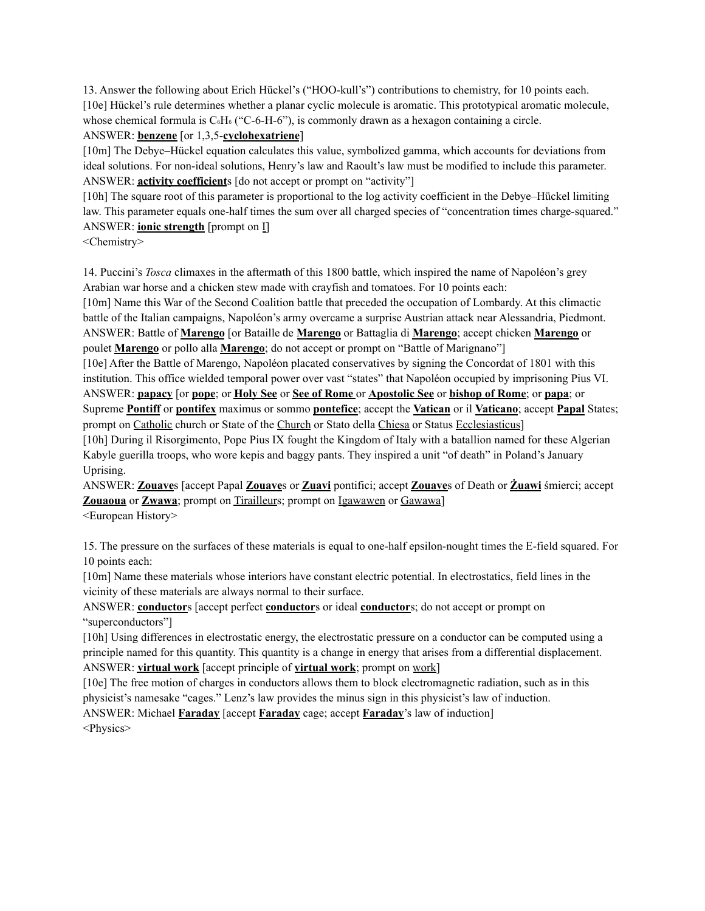13. Answer the following about Erich Hückel's ("HOO-kull's") contributions to chemistry, for 10 points each.

[10e] Hückel's rule determines whether a planar cyclic molecule is aromatic. This prototypical aromatic molecule, whose chemical formula is $C_6H_6$ ("C-6-H-6"), is commonly drawn as a hexagon containing a circle.

ANSWER: **benzene** [or 1,3,5-**cyclohexatriene**]

[10m] The Debye–Hückel equation calculates this value, symbolized gamma, which accounts for deviations from ideal solutions. For non-ideal solutions, Henry's law and Raoult's law must be modified to include this parameter.

ANSWER: **activity coefficient**s [do not accept or prompt on "activity"]

[10h] The square root of this parameter is proportional to the log activity coefficient in the Debye–Hückel limiting law. This parameter equals one-half times the sum over all charged species of "concentration times charge-squared."

ANSWER: **ionic strength** [prompt on I]

<Chemistry>

14. Puccini's *Tosca* climaxes in the aftermath of this 1800 battle, which inspired the name of Napoléon's grey Arabian war horse and a chicken stew made with crayfish and tomatoes. For 10 points each:

[10m] Name this War of the Second Coalition battle that preceded the occupation of Lombardy. At this climactic battle of the Italian campaigns, Napoléon's army overcame a surprise Austrian attack near Alessandria, Piedmont.

ANSWER: Battle of **Marengo** [or Bataille de **Marengo** or Battaglia di **Marengo**; accept chicken **Marengo** or poulet **Marengo** or pollo alla **Marengo**; do not accept or prompt on "Battle of Marignano"]

[10e] After the Battle of Marengo, Napoléon placated conservatives by signing the Concordat of 1801 with this institution. This office wielded temporal power over vast "states" that Napoléon occupied by imprisoning Pius VI.

ANSWER: **papacy** [or **pope**; or **Holy See** or **See of Rome** or **Apostolic See** or **bishop of Rome**; or **papa**; or Supreme **Pontiff** or **pontifex** maximus or sommo **pontefice**; accept the **Vatican** or il **Vaticano**; accept **Papal** States; prompt on Catholic church or State of the Church or Stato della Chiesa or Status Ecclesiasticus]

[10h] During il Risorgimento, Pope Pius IX fought the Kingdom of Italy with a batallion named for these Algerian Kabyle guerilla troops, who wore kepis and baggy pants. They inspired a unit "of death" in Poland's January Uprising.

ANSWER: **Zouave**s [accept Papal **Zouave**s or **Zuavi** pontifici; accept **Zouave**s of Death or **Żuawi** śmierci; accept **Zouaoua** or **Zwawa**; prompt on Tirailleurs; prompt on Igawawen or Gawawa]

<European History>

15. The pressure on the surfaces of these materials is equal to one-half epsilon-nought times the E-field squared. For 10 points each:

[10m] Name these materials whose interiors have constant electric potential. In electrostatics, field lines in the vicinity of these materials are always normal to their surface.

ANSWER: **conductor**s [accept perfect **conductor**s or ideal **conductor**s; do not accept or prompt on "superconductors"]

[10h] Using differences in electrostatic energy, the electrostatic pressure on a conductor can be computed using a principle named for this quantity. This quantity is a change in energy that arises from a differential displacement.

ANSWER: **virtual work** [accept principle of **virtual work**; prompt on work]

[10e] The free motion of charges in conductors allows them to block electromagnetic radiation, such as in this physicist's namesake "cages." Lenz's law provides the minus sign in this physicist's law of induction.

ANSWER: Michael **Faraday** [accept **Faraday** cage; accept **Faraday**'s law of induction]

<Physics>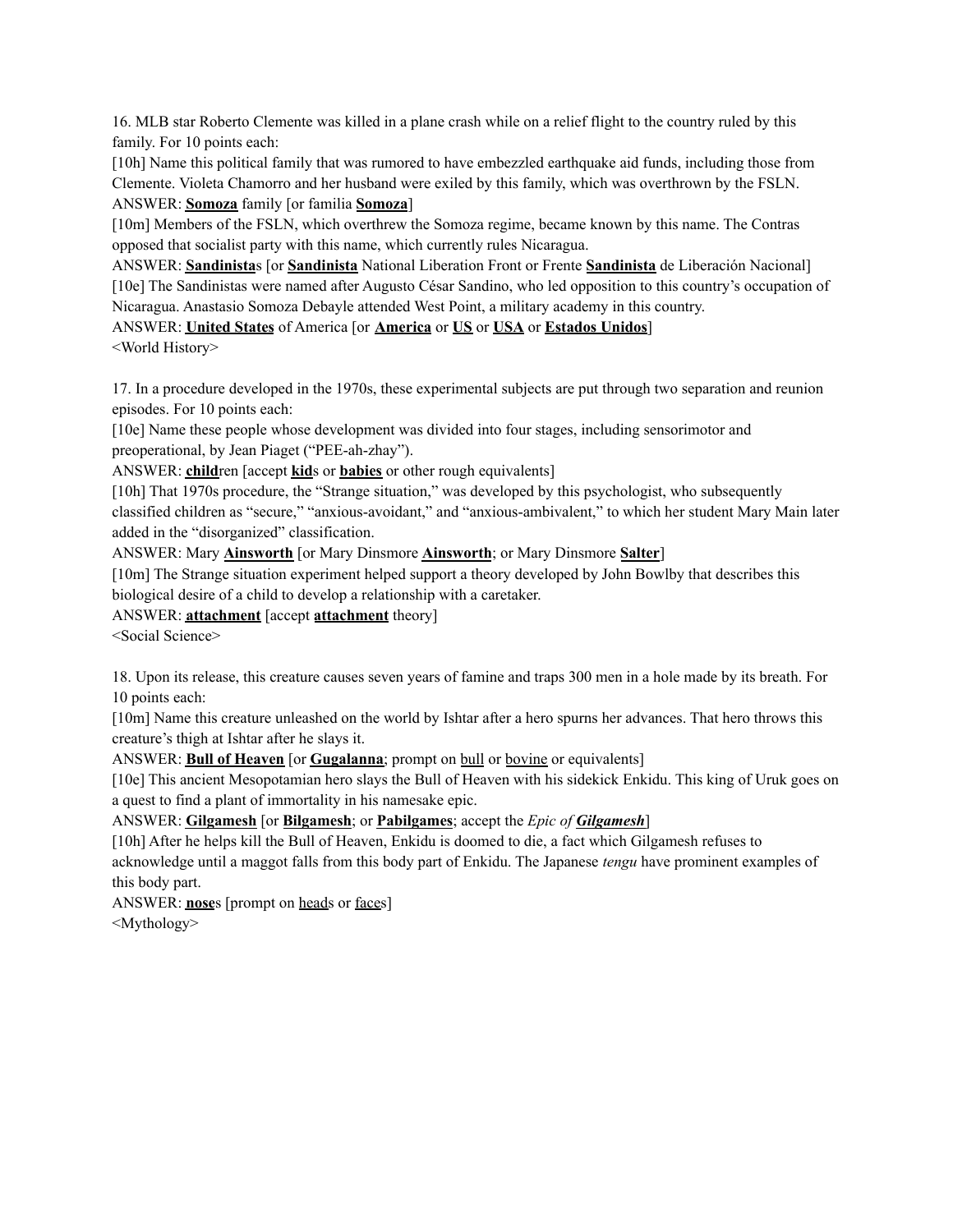16. MLB star Roberto Clemente was killed in a plane crash while on a relief flight to the country ruled by this family. For 10 points each:

[10h] Name this political family that was rumored to have embezzled earthquake aid funds, including those from Clemente. Violeta Chamorro and her husband were exiled by this family, which was overthrown by the FSLN.

ANSWER: **Somoza** family [or familia **Somoza**]

[10m] Members of the FSLN, which overthrew the Somoza regime, became known by this name. The Contras opposed that socialist party with this name, which currently rules Nicaragua.

ANSWER: **Sandinista**s [or **Sandinista** National Liberation Front or Frente **Sandinista** de Liberación Nacional]

[10e] The Sandinistas were named after Augusto César Sandino, who led opposition to this country's occupation of Nicaragua. Anastasio Somoza Debayle attended West Point, a military academy in this country.

ANSWER: **United States** of America [or **America** or **US** or **USA** or **Estados Unidos**]

<World History>

17. In a procedure developed in the 1970s, these experimental subjects are put through two separation and reunion episodes. For 10 points each:

[10e] Name these people whose development was divided into four stages, including sensorimotor and preoperational, by Jean Piaget ("PEE-ah-zhay").

ANSWER: **child**ren [accept **kid**s or **babies** or other rough equivalents]

[10h] That 1970s procedure, the "Strange situation," was developed by this psychologist, who subsequently classified children as "secure," "anxious-avoidant," and "anxious-ambivalent," to which her student Mary Main later added in the "disorganized" classification.

ANSWER: Mary **Ainsworth** [or Mary Dinsmore **Ainsworth**; or Mary Dinsmore **Salter**]

[10m] The Strange situation experiment helped support a theory developed by John Bowlby that describes this biological desire of a child to develop a relationship with a caretaker.

ANSWER: **attachment** [accept **attachment** theory]

<Social Science>

18. Upon its release, this creature causes seven years of famine and traps 300 men in a hole made by its breath. For 10 points each:

[10m] Name this creature unleashed on the world by Ishtar after a hero spurns her advances. That hero throws this creature's thigh at Ishtar after he slays it.

ANSWER: **Bull of Heaven** [or **Gugalanna**; prompt on bull or bovine or equivalents]

[10e] This ancient Mesopotamian hero slays the Bull of Heaven with his sidekick Enkidu. This king of Uruk goes on a quest to find a plant of immortality in his namesake epic.

ANSWER: **Gilgamesh** [or **Bilgamesh**; or **Pabilgames**; accept the *Epic of* ***Gilgamesh***]

[10h] After he helps kill the Bull of Heaven, Enkidu is doomed to die, a fact which Gilgamesh refuses to acknowledge until a maggot falls from this body part of Enkidu. The Japanese *tengu* have prominent examples of this body part.

ANSWER: **nose**s [prompt on heads or faces]

<Mythology>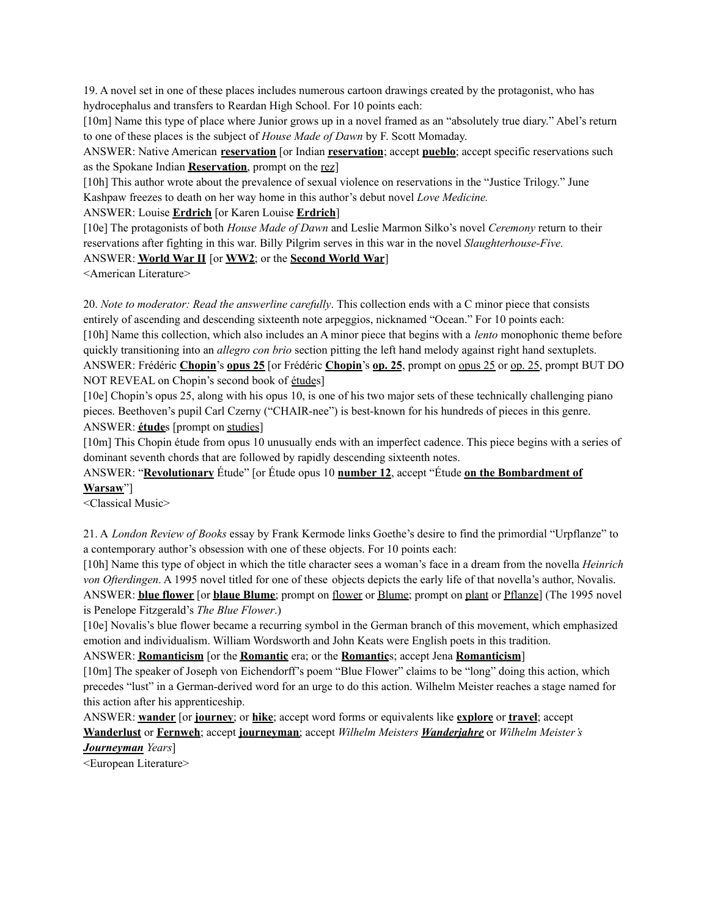19. A novel set in one of these places includes numerous cartoon drawings created by the protagonist, who has hydrocephalus and transfers to Reardan High School. For 10 points each:

[10m] Name this type of place where Junior grows up in a novel framed as an "absolutely true diary." Abel's return to one of these places is the subject of *House Made of Dawn* by F. Scott Momaday.

ANSWER: Native American **reservation** [or Indian **reservation**; accept **pueblo**; accept specific reservations such as the Spokane Indian **Reservation**, prompt on the rez]

[10h] This author wrote about the prevalence of sexual violence on reservations in the "Justice Trilogy." June Kashpaw freezes to death on her way home in this author's debut novel *Love Medicine.*

ANSWER: Louise **Erdrich** [or Karen Louise **Erdrich**]

[10e] The protagonists of both *House Made of Dawn* and Leslie Marmon Silko's novel *Ceremony* return to their reservations after fighting in this war. Billy Pilgrim serves in this war in the novel *Slaughterhouse-Five.*

ANSWER: **World War II** [or **WW2**; or the **Second World War**]

<American Literature>

20. *Note to moderator: Read the answerline carefully*. This collection ends with a C minor piece that consists entirely of ascending and descending sixteenth note arpeggios, nicknamed "Ocean." For 10 points each:

[10h] Name this collection, which also includes an A minor piece that begins with a *lento* monophonic theme before quickly transitioning into an *allegro con brio* section pitting the left hand melody against right hand sextuplets.

ANSWER: Frédéric **Chopin**'s **opus 25** [or Frédéric **Chopin**'s **op. 25**, prompt on opus 25 or op. 25, prompt BUT DO NOT REVEAL on Chopin's second book of études]

[10e] Chopin's opus 25, along with his opus 10, is one of his two major sets of these technically challenging piano pieces. Beethoven's pupil Carl Czerny ("CHAIR-nee") is best-known for his hundreds of pieces in this genre.

ANSWER: **étude**s [prompt on studies]

[10m] This Chopin étude from opus 10 unusually ends with an imperfect cadence. This piece begins with a series of dominant seventh chords that are followed by rapidly descending sixteenth notes.

ANSWER: "**Revolutionary** Étude" [or Étude opus 10 **number 12**, accept "Étude **on the Bombardment of Warsaw**"]

<Classical Music>

21. A *London Review of Books* essay by Frank Kermode links Goethe's desire to find the primordial "Urpflanze" to a contemporary author's obsession with one of these objects. For 10 points each:

[10h] Name this type of object in which the title character sees a woman's face in a dream from the novella *Heinrich von Ofterdingen*. A 1995 novel titled for one of these objects depicts the early life of that novella's author, Novalis.

ANSWER: **blue flower** [or **blaue Blume**; prompt on flower or Blume; prompt on plant or Pflanze] (The 1995 novel is Penelope Fitzgerald's *The Blue Flower*.)

[10e] Novalis's blue flower became a recurring symbol in the German branch of this movement, which emphasized emotion and individualism. William Wordsworth and John Keats were English poets in this tradition.

ANSWER: **Romanticism** [or the **Romantic** era; or the **Romantic**s; accept Jena **Romanticism**]

[10m] The speaker of Joseph von Eichendorff's poem "Blue Flower" claims to be "long" doing this action, which precedes "lust" in a German-derived word for an urge to do this action. Wilhelm Meister reaches a stage named for this action after his apprenticeship.

ANSWER: **wander** [or **journey**; or **hike**; accept word forms or equivalents like **explore** or **travel**; accept **Wanderlust** or **Fernweh**; accept **journeyman**; accept *Wilhelm Meisters* ***Wanderjahre*** or *Wilhelm Meister's* ***Journeyman*** *Years*]

<European Literature>